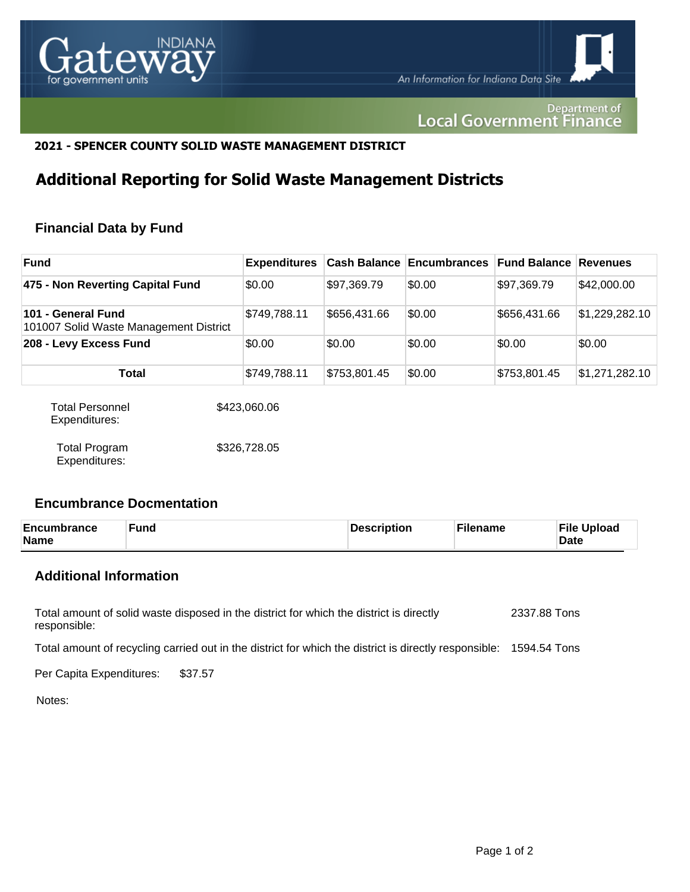**2021 - SPENCER COUNTY SOLID WASTE MANAGEMENT DISTRICT**

# Additional Reporting for Solid Waste Management Districts

## Financial Data by Fund

| Fund | Expenditures | Cash Balance | Encumbrances | Fund Balance | Revenues |
|---|---|---|---|---|---|
| **475 - Non Reverting Capital Fund** | $0.00 | $97,369.79 | $0.00 | $97,369.79 | $42,000.00 |
| **101 - General Fund** 101007 Solid Waste Management District | $749,788.11 | $656,431.66 | $0.00 | $656,431.66 | $1,229,282.10 |
| **208 - Levy Excess Fund** | $0.00 | $0.00 | $0.00 | $0.00 | $0.00 |
| **Total** | $749,788.11 | $753,801.45 | $0.00 | $753,801.45 | $1,271,282.10 |

Total Personnel Expenditures: $423,060.06

Total Program Expenditures: $326,728.05

## Encumbrance Docmentation

| Encumbrance Name | Fund | Description | Filename | File Upload Date |
|---|---|---|---|---|

## Additional Information

Total amount of solid waste disposed in the district for which the district is directly responsible: 2337.88 Tons

Total amount of recycling carried out in the district for which the district is directly responsible: 1594.54 Tons

Per Capita Expenditures: $37.57

Notes: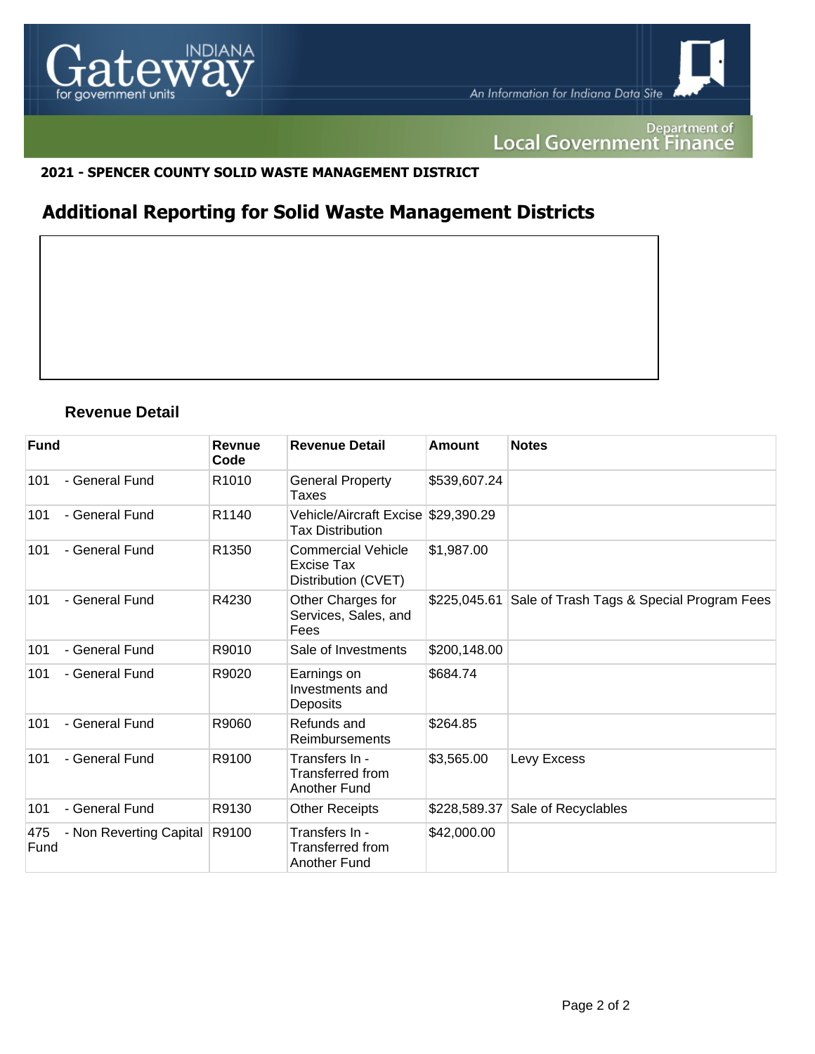**2021 - SPENCER COUNTY SOLID WASTE MANAGEMENT DISTRICT**

## Additional Reporting for Solid Waste Management Districts

### Revenue Detail

| Fund | Revnue Code | Revenue Detail | Amount | Notes |
|---|---|---|---|---|
| 101 - General Fund | R1010 | General Property Taxes | $539,607.24 | |
| 101 - General Fund | R1140 | Vehicle/Aircraft Excise Tax Distribution | $29,390.29 | |
| 101 - General Fund | R1350 | Commercial Vehicle Excise Tax Distribution (CVET) | $1,987.00 | |
| 101 - General Fund | R4230 | Other Charges for Services, Sales, and Fees | $225,045.61 | Sale of Trash Tags & Special Program Fees |
| 101 - General Fund | R9010 | Sale of Investments | $200,148.00 | |
| 101 - General Fund | R9020 | Earnings on Investments and Deposits | $684.74 | |
| 101 - General Fund | R9060 | Refunds and Reimbursements | $264.85 | |
| 101 - General Fund | R9100 | Transfers In - Transferred from Another Fund | $3,565.00 | Levy Excess |
| 101 - General Fund | R9130 | Other Receipts | $228,589.37 | Sale of Recyclables |
| 475 - Non Reverting Capital Fund | R9100 | Transfers In - Transferred from Another Fund | $42,000.00 | |